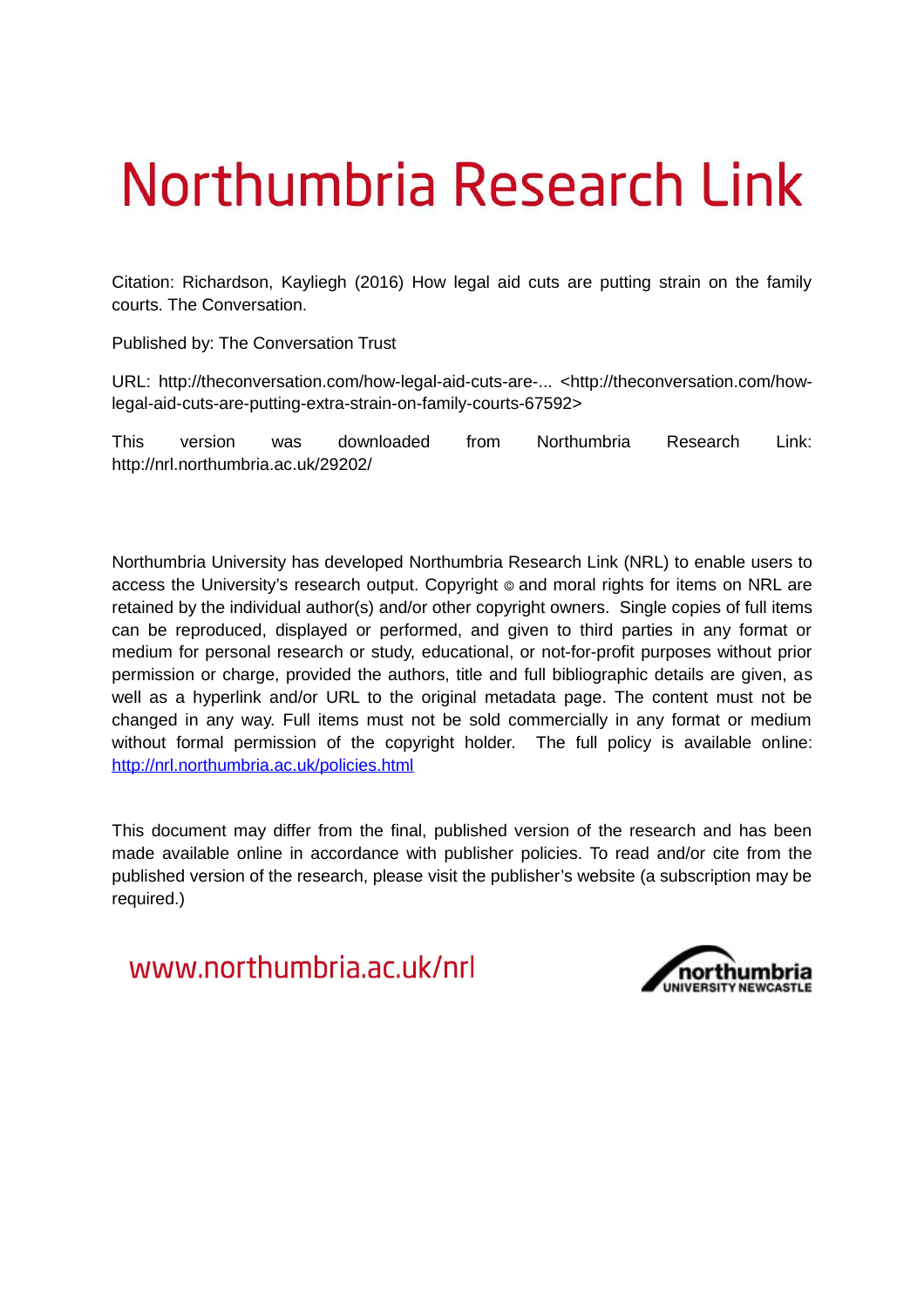# Northumbria Research Link

Citation: Richardson, Kayliegh (2016) How legal aid cuts are putting strain on the family courts. The Conversation.

Published by: The Conversation Trust

URL: http://theconversation.com/how-legal-aid-cuts-are-... <http://theconversation.com/how-legal-aid-cuts-are-putting-extra-strain-on-family-courts-67592>

This version was downloaded from Northumbria Research Link: http://nrl.northumbria.ac.uk/29202/

Northumbria University has developed Northumbria Research Link (NRL) to enable users to access the University's research output. Copyright © and moral rights for items on NRL are retained by the individual author(s) and/or other copyright owners. Single copies of full items can be reproduced, displayed or performed, and given to third parties in any format or medium for personal research or study, educational, or not-for-profit purposes without prior permission or charge, provided the authors, title and full bibliographic details are given, as well as a hyperlink and/or URL to the original metadata page. The content must not be changed in any way. Full items must not be sold commercially in any format or medium without formal permission of the copyright holder. The full policy is available online: http://nrl.northumbria.ac.uk/policies.html

This document may differ from the final, published version of the research and has been made available online in accordance with publisher policies. To read and/or cite from the published version of the research, please visit the publisher's website (a subscription may be required.)

www.northumbria.ac.uk/nrl

northumbria UNIVERSITY NEWCASTLE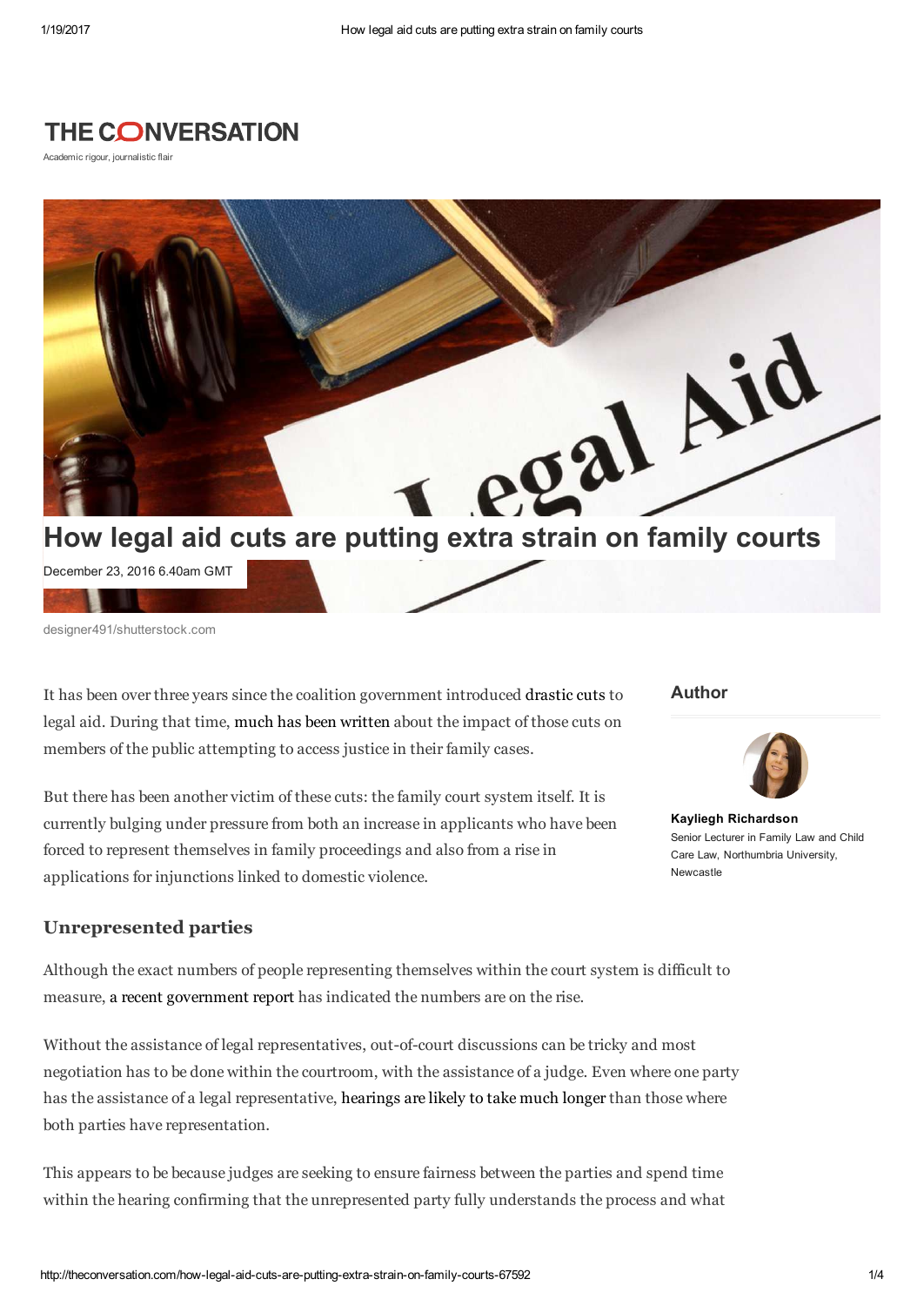THE CONVERSATION

Academic rigour, journalistic flair

# How legal aid cuts are putting extra strain on family courts

December 23, 2016 6.40am GMT

designer491/shutterstock.com

It has been over three years since the coalition government introduced drastic cuts to legal aid. During that time, much has been written about the impact of those cuts on members of the public attempting to access justice in their family cases.

But there has been another victim of these cuts: the family court system itself. It is currently bulging under pressure from both an increase in applicants who have been forced to represent themselves in family proceedings and also from a rise in applications for injunctions linked to domestic violence.

**Author**

**Kayliegh Richardson**
Senior Lecturer in Family Law and Child Care Law, Northumbria University, Newcastle

## Unrepresented parties

Although the exact numbers of people representing themselves within the court system is difficult to measure, a recent government report has indicated the numbers are on the rise.

Without the assistance of legal representatives, out-of-court discussions can be tricky and most negotiation has to be done within the courtroom, with the assistance of a judge. Even where one party has the assistance of a legal representative, hearings are likely to take much longer than those where both parties have representation.

This appears to be because judges are seeking to ensure fairness between the parties and spend time within the hearing confirming that the unrepresented party fully understands the process and what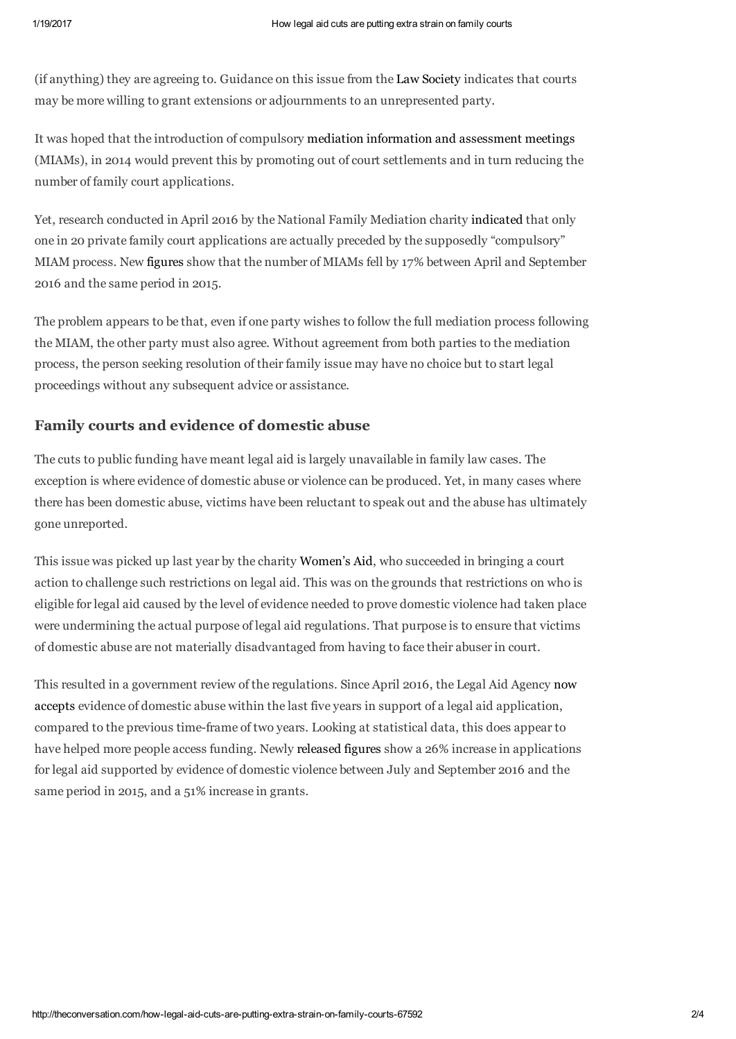(if anything) they are agreeing to. Guidance on this issue from the Law Society indicates that courts may be more willing to grant extensions or adjournments to an unrepresented party.

It was hoped that the introduction of compulsory mediation information and assessment meetings (MIAMs), in 2014 would prevent this by promoting out of court settlements and in turn reducing the number of family court applications.

Yet, research conducted in April 2016 by the National Family Mediation charity indicated that only one in 20 private family court applications are actually preceded by the supposedly "compulsory" MIAM process. New figures show that the number of MIAMs fell by 17% between April and September 2016 and the same period in 2015.

The problem appears to be that, even if one party wishes to follow the full mediation process following the MIAM, the other party must also agree. Without agreement from both parties to the mediation process, the person seeking resolution of their family issue may have no choice but to start legal proceedings without any subsequent advice or assistance.

## Family courts and evidence of domestic abuse

The cuts to public funding have meant legal aid is largely unavailable in family law cases. The exception is where evidence of domestic abuse or violence can be produced. Yet, in many cases where there has been domestic abuse, victims have been reluctant to speak out and the abuse has ultimately gone unreported.

This issue was picked up last year by the charity Women's Aid, who succeeded in bringing a court action to challenge such restrictions on legal aid. This was on the grounds that restrictions on who is eligible for legal aid caused by the level of evidence needed to prove domestic violence had taken place were undermining the actual purpose of legal aid regulations. That purpose is to ensure that victims of domestic abuse are not materially disadvantaged from having to face their abuser in court.

This resulted in a government review of the regulations. Since April 2016, the Legal Aid Agency now accepts evidence of domestic abuse within the last five years in support of a legal aid application, compared to the previous time-frame of two years. Looking at statistical data, this does appear to have helped more people access funding. Newly released figures show a 26% increase in applications for legal aid supported by evidence of domestic violence between July and September 2016 and the same period in 2015, and a 51% increase in grants.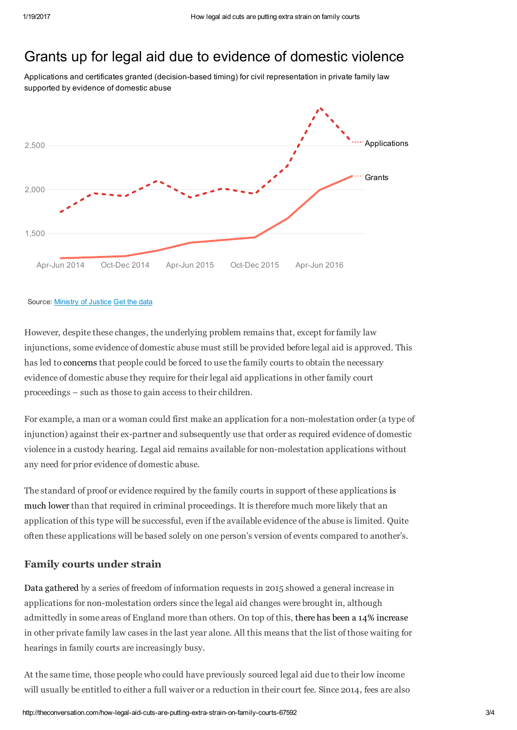## Grants up for legal aid due to evidence of domestic violence

Applications and certificates granted (decision-based timing) for civil representation in private family law supported by evidence of domestic abuse

Source: Ministry of Justice Get the data

However, despite these changes, the underlying problem remains that, except for family law injunctions, some evidence of domestic abuse must still be provided before legal aid is approved. This has led to concerns that people could be forced to use the family courts to obtain the necessary evidence of domestic abuse they require for their legal aid applications in other family court proceedings – such as those to gain access to their children.

For example, a man or a woman could first make an application for a non-molestation order (a type of injunction) against their ex-partner and subsequently use that order as required evidence of domestic violence in a custody hearing. Legal aid remains available for non-molestation applications without any need for prior evidence of domestic abuse.

The standard of proof or evidence required by the family courts in support of these applications is much lower than that required in criminal proceedings. It is therefore much more likely that an application of this type will be successful, even if the available evidence of the abuse is limited. Quite often these applications will be based solely on one person's version of events compared to another's.

### Family courts under strain

Data gathered by a series of freedom of information requests in 2015 showed a general increase in applications for non-molestation orders since the legal aid changes were brought in, although admittedly in some areas of England more than others. On top of this, there has been a 14% increase in other private family law cases in the last year alone. All this means that the list of those waiting for hearings in family courts are increasingly busy.

At the same time, those people who could have previously sourced legal aid due to their low income will usually be entitled to either a full waiver or a reduction in their court fee. Since 2014, fees are also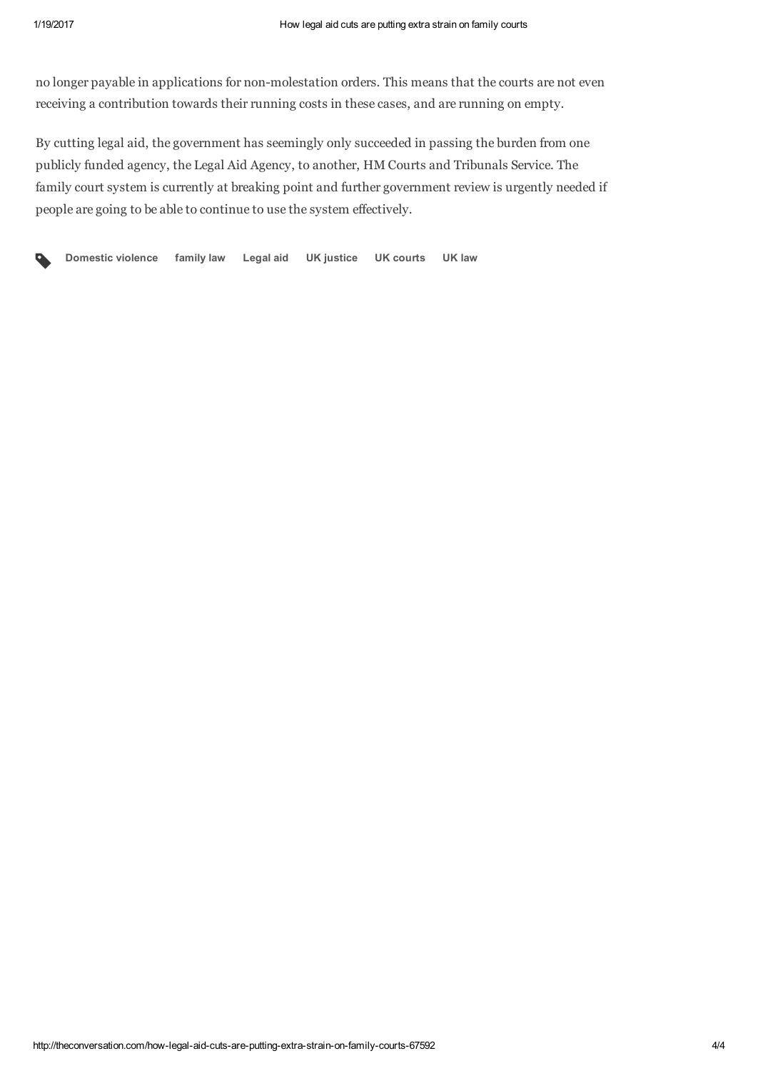no longer payable in applications for non-molestation orders. This means that the courts are not even receiving a contribution towards their running costs in these cases, and are running on empty.

By cutting legal aid, the government has seemingly only succeeded in passing the burden from one publicly funded agency, the Legal Aid Agency, to another, HM Courts and Tribunals Service. The family court system is currently at breaking point and further government review is urgently needed if people are going to be able to continue to use the system effectively.

**Domestic violence** **family law** **Legal aid** **UK justice** **UK courts** **UK law**